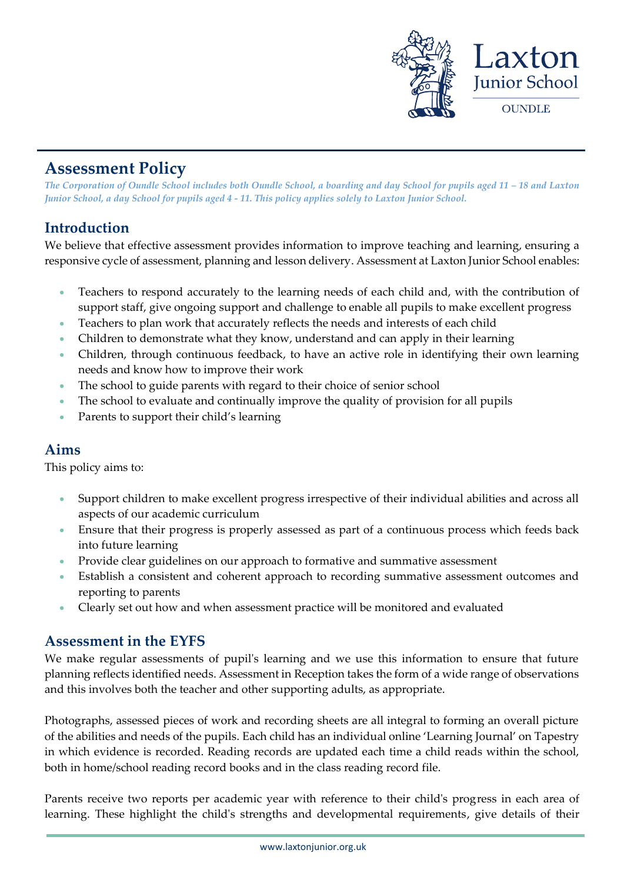# Assessment Policy

*The Corporation of Oundle School includes both Oundle School, a boarding and day School for pupils aged 11 – 18 and Laxton Junior School, a day School for pupils aged 4 - 11. This policy applies solely to Laxton Junior School.*

## Introduction

We believe that effective assessment provides information to improve teaching and learning, ensuring a responsive cycle of assessment, planning and lesson delivery. Assessment at Laxton Junior School enables:

- Teachers to respond accurately to the learning needs of each child and, with the contribution of support staff, give ongoing support and challenge to enable all pupils to make excellent progress
- Teachers to plan work that accurately reflects the needs and interests of each child
- Children to demonstrate what they know, understand and can apply in their learning
- Children, through continuous feedback, to have an active role in identifying their own learning needs and know how to improve their work
- The school to guide parents with regard to their choice of senior school
- The school to evaluate and continually improve the quality of provision for all pupils
- Parents to support their child's learning

## Aims

This policy aims to:

- Support children to make excellent progress irrespective of their individual abilities and across all aspects of our academic curriculum
- Ensure that their progress is properly assessed as part of a continuous process which feeds back into future learning
- Provide clear guidelines on our approach to formative and summative assessment
- Establish a consistent and coherent approach to recording summative assessment outcomes and reporting to parents
- Clearly set out how and when assessment practice will be monitored and evaluated

## Assessment in the EYFS

We make regular assessments of pupil's learning and we use this information to ensure that future planning reflects identified needs. Assessment in Reception takes the form of a wide range of observations and this involves both the teacher and other supporting adults, as appropriate.

Photographs, assessed pieces of work and recording sheets are all integral to forming an overall picture of the abilities and needs of the pupils. Each child has an individual online 'Learning Journal' on Tapestry in which evidence is recorded. Reading records are updated each time a child reads within the school, both in home/school reading record books and in the class reading record file.

Parents receive two reports per academic year with reference to their child's progress in each area of learning. These highlight the child's strengths and developmental requirements, give details of their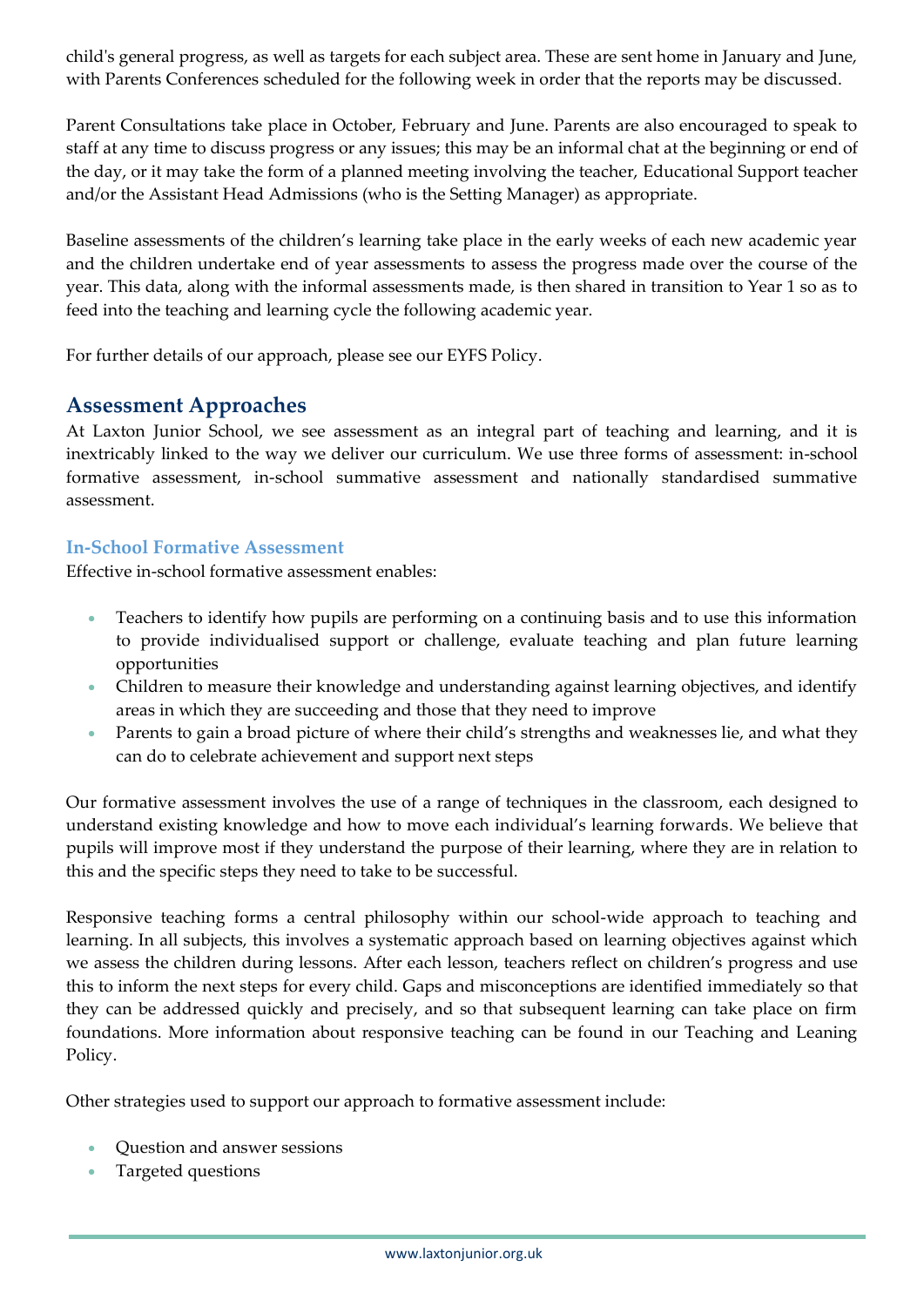child's general progress, as well as targets for each subject area. These are sent home in January and June, with Parents Conferences scheduled for the following week in order that the reports may be discussed.

Parent Consultations take place in October, February and June. Parents are also encouraged to speak to staff at any time to discuss progress or any issues; this may be an informal chat at the beginning or end of the day, or it may take the form of a planned meeting involving the teacher, Educational Support teacher and/or the Assistant Head Admissions (who is the Setting Manager) as appropriate.

Baseline assessments of the children's learning take place in the early weeks of each new academic year and the children undertake end of year assessments to assess the progress made over the course of the year. This data, along with the informal assessments made, is then shared in transition to Year 1 so as to feed into the teaching and learning cycle the following academic year.

For further details of our approach, please see our EYFS Policy.

## Assessment Approaches

At Laxton Junior School, we see assessment as an integral part of teaching and learning, and it is inextricably linked to the way we deliver our curriculum. We use three forms of assessment: in-school formative assessment, in-school summative assessment and nationally standardised summative assessment.

### In-School Formative Assessment

Effective in-school formative assessment enables:

- Teachers to identify how pupils are performing on a continuing basis and to use this information to provide individualised support or challenge, evaluate teaching and plan future learning opportunities
- Children to measure their knowledge and understanding against learning objectives, and identify areas in which they are succeeding and those that they need to improve
- Parents to gain a broad picture of where their child's strengths and weaknesses lie, and what they can do to celebrate achievement and support next steps

Our formative assessment involves the use of a range of techniques in the classroom, each designed to understand existing knowledge and how to move each individual's learning forwards. We believe that pupils will improve most if they understand the purpose of their learning, where they are in relation to this and the specific steps they need to take to be successful.

Responsive teaching forms a central philosophy within our school-wide approach to teaching and learning. In all subjects, this involves a systematic approach based on learning objectives against which we assess the children during lessons. After each lesson, teachers reflect on children's progress and use this to inform the next steps for every child. Gaps and misconceptions are identified immediately so that they can be addressed quickly and precisely, and so that subsequent learning can take place on firm foundations. More information about responsive teaching can be found in our Teaching and Leaning Policy.

Other strategies used to support our approach to formative assessment include:

- Question and answer sessions
- Targeted questions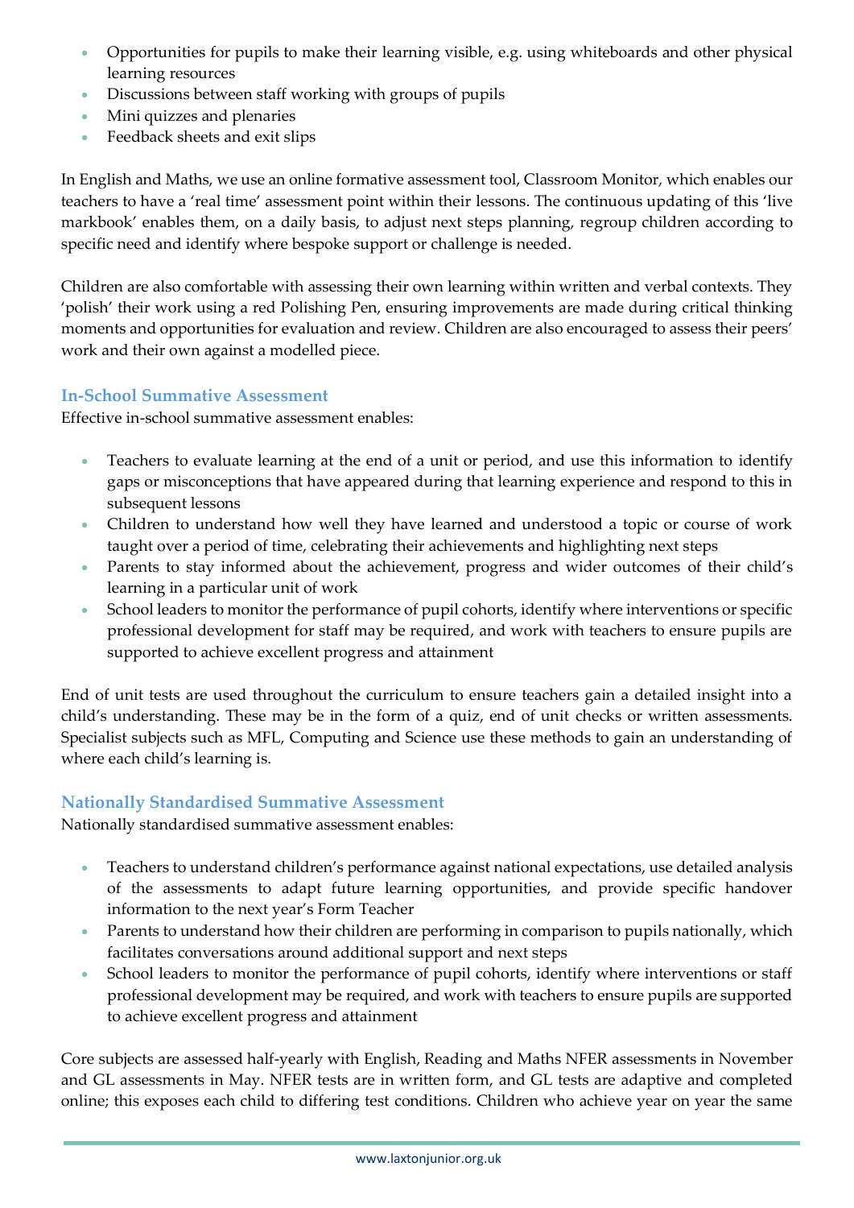- Opportunities for pupils to make their learning visible, e.g. using whiteboards and other physical learning resources
- Discussions between staff working with groups of pupils
- Mini quizzes and plenaries
- Feedback sheets and exit slips

In English and Maths, we use an online formative assessment tool, Classroom Monitor, which enables our teachers to have a 'real time' assessment point within their lessons. The continuous updating of this 'live markbook' enables them, on a daily basis, to adjust next steps planning, regroup children according to specific need and identify where bespoke support or challenge is needed.

Children are also comfortable with assessing their own learning within written and verbal contexts. They 'polish' their work using a red Polishing Pen, ensuring improvements are made during critical thinking moments and opportunities for evaluation and review. Children are also encouraged to assess their peers' work and their own against a modelled piece.

### In-School Summative Assessment

Effective in-school summative assessment enables:

- Teachers to evaluate learning at the end of a unit or period, and use this information to identify gaps or misconceptions that have appeared during that learning experience and respond to this in subsequent lessons
- Children to understand how well they have learned and understood a topic or course of work taught over a period of time, celebrating their achievements and highlighting next steps
- Parents to stay informed about the achievement, progress and wider outcomes of their child's learning in a particular unit of work
- School leaders to monitor the performance of pupil cohorts, identify where interventions or specific professional development for staff may be required, and work with teachers to ensure pupils are supported to achieve excellent progress and attainment

End of unit tests are used throughout the curriculum to ensure teachers gain a detailed insight into a child's understanding. These may be in the form of a quiz, end of unit checks or written assessments. Specialist subjects such as MFL, Computing and Science use these methods to gain an understanding of where each child's learning is.

### Nationally Standardised Summative Assessment

Nationally standardised summative assessment enables:

- Teachers to understand children's performance against national expectations, use detailed analysis of the assessments to adapt future learning opportunities, and provide specific handover information to the next year's Form Teacher
- Parents to understand how their children are performing in comparison to pupils nationally, which facilitates conversations around additional support and next steps
- School leaders to monitor the performance of pupil cohorts, identify where interventions or staff professional development may be required, and work with teachers to ensure pupils are supported to achieve excellent progress and attainment

Core subjects are assessed half-yearly with English, Reading and Maths NFER assessments in November and GL assessments in May. NFER tests are in written form, and GL tests are adaptive and completed online; this exposes each child to differing test conditions. Children who achieve year on year the same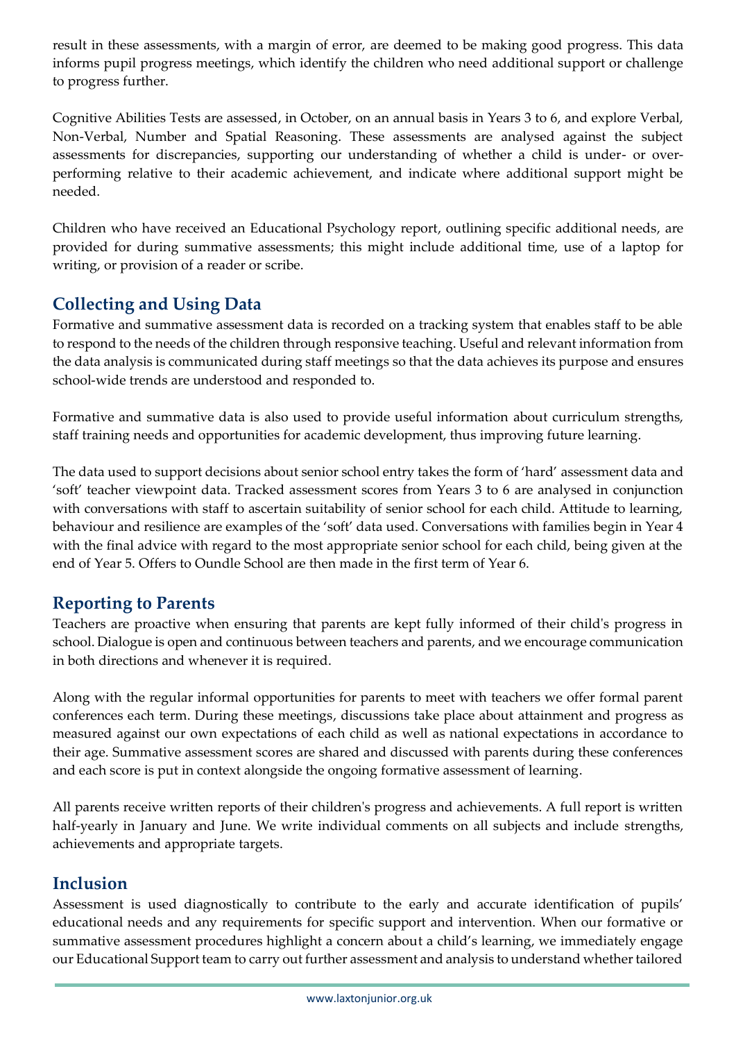result in these assessments, with a margin of error, are deemed to be making good progress. This data informs pupil progress meetings, which identify the children who need additional support or challenge to progress further.

Cognitive Abilities Tests are assessed, in October, on an annual basis in Years 3 to 6, and explore Verbal, Non-Verbal, Number and Spatial Reasoning. These assessments are analysed against the subject assessments for discrepancies, supporting our understanding of whether a child is under- or over-performing relative to their academic achievement, and indicate where additional support might be needed.

Children who have received an Educational Psychology report, outlining specific additional needs, are provided for during summative assessments; this might include additional time, use of a laptop for writing, or provision of a reader or scribe.

## Collecting and Using Data

Formative and summative assessment data is recorded on a tracking system that enables staff to be able to respond to the needs of the children through responsive teaching. Useful and relevant information from the data analysis is communicated during staff meetings so that the data achieves its purpose and ensures school-wide trends are understood and responded to.

Formative and summative data is also used to provide useful information about curriculum strengths, staff training needs and opportunities for academic development, thus improving future learning.

The data used to support decisions about senior school entry takes the form of 'hard' assessment data and 'soft' teacher viewpoint data. Tracked assessment scores from Years 3 to 6 are analysed in conjunction with conversations with staff to ascertain suitability of senior school for each child. Attitude to learning, behaviour and resilience are examples of the 'soft' data used. Conversations with families begin in Year 4 with the final advice with regard to the most appropriate senior school for each child, being given at the end of Year 5. Offers to Oundle School are then made in the first term of Year 6.

## Reporting to Parents

Teachers are proactive when ensuring that parents are kept fully informed of their child's progress in school. Dialogue is open and continuous between teachers and parents, and we encourage communication in both directions and whenever it is required.

Along with the regular informal opportunities for parents to meet with teachers we offer formal parent conferences each term. During these meetings, discussions take place about attainment and progress as measured against our own expectations of each child as well as national expectations in accordance to their age. Summative assessment scores are shared and discussed with parents during these conferences and each score is put in context alongside the ongoing formative assessment of learning.

All parents receive written reports of their children's progress and achievements. A full report is written half-yearly in January and June. We write individual comments on all subjects and include strengths, achievements and appropriate targets.

## Inclusion

Assessment is used diagnostically to contribute to the early and accurate identification of pupils' educational needs and any requirements for specific support and intervention. When our formative or summative assessment procedures highlight a concern about a child's learning, we immediately engage our Educational Support team to carry out further assessment and analysis to understand whether tailored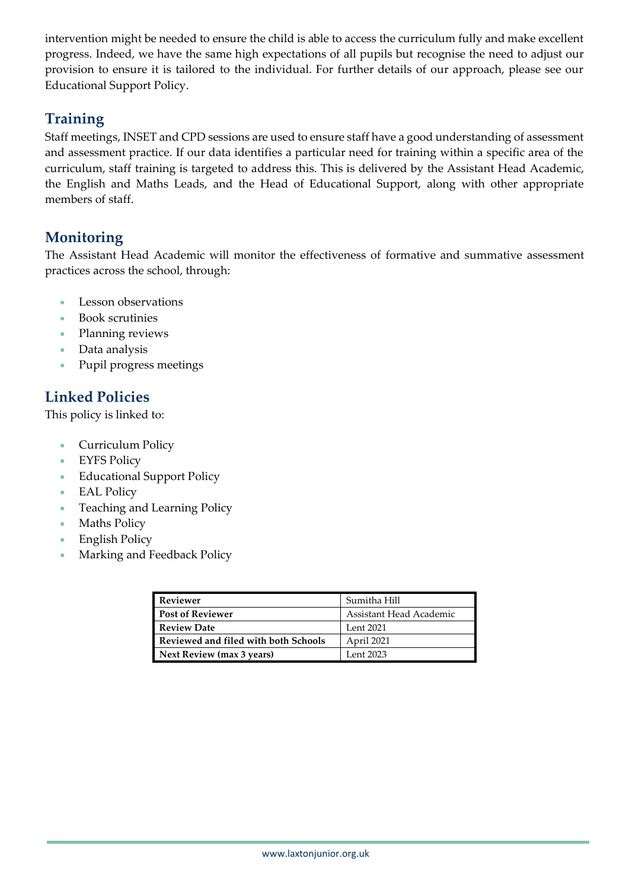intervention might be needed to ensure the child is able to access the curriculum fully and make excellent progress. Indeed, we have the same high expectations of all pupils but recognise the need to adjust our provision to ensure it is tailored to the individual. For further details of our approach, please see our Educational Support Policy.

## Training

Staff meetings, INSET and CPD sessions are used to ensure staff have a good understanding of assessment and assessment practice. If our data identifies a particular need for training within a specific area of the curriculum, staff training is targeted to address this. This is delivered by the Assistant Head Academic, the English and Maths Leads, and the Head of Educational Support, along with other appropriate members of staff.

## Monitoring

The Assistant Head Academic will monitor the effectiveness of formative and summative assessment practices across the school, through:

- Lesson observations
- Book scrutinies
- Planning reviews
- Data analysis
- Pupil progress meetings

## Linked Policies

This policy is linked to:

- Curriculum Policy
- EYFS Policy
- Educational Support Policy
- EAL Policy
- Teaching and Learning Policy
- Maths Policy
- English Policy
- Marking and Feedback Policy

| | |
|---|---|
| **Reviewer** | Sumitha Hill |
| **Post of Reviewer** | Assistant Head Academic |
| **Review Date** | Lent 2021 |
| **Reviewed and filed with both Schools** | April 2021 |
| **Next Review (max 3 years)** | Lent 2023 |

www.laxtonjunior.org.uk